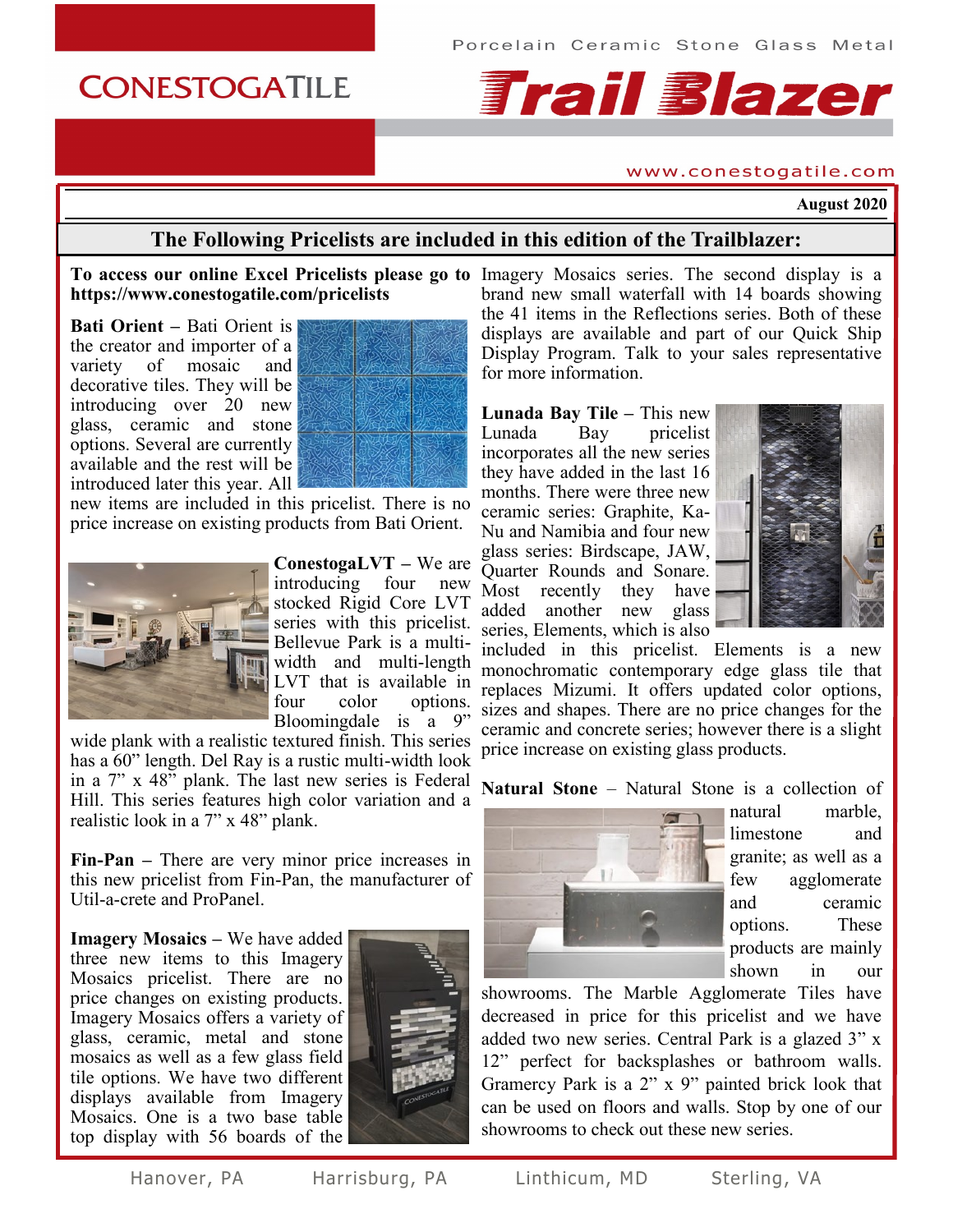Porcelain Ceramic Stone Glass Metal

CONESTOGATILE

# Trail Blazer

www.conestogatile.com

**August 2020**

## The Following Pricelists are included in this edition of the Trailblazer:

**To access our online Excel Pricelists please go to https://www.conestogatile.com/pricelists**

**Bati Orient –** Bati Orient is the creator and importer of a variety of mosaic and decorative tiles. They will be introducing over 20 new glass, ceramic and stone options. Several are currently available and the rest will be introduced later this year. All new items are included in this pricelist. There is no price increase on existing products from Bati Orient.

**ConestogaLVT –** We are introducing four new stocked Rigid Core LVT series with this pricelist. Bellevue Park is a multi-width and multi-length LVT that is available in four color options. Bloomingdale is a 9" wide plank with a realistic textured finish. This series has a 60" length. Del Ray is a rustic multi-width look in a 7" x 48" plank. The last new series is Federal Hill. This series features high color variation and a realistic look in a 7" x 48" plank.

**Fin-Pan –** There are very minor price increases in this new pricelist from Fin-Pan, the manufacturer of Util-a-crete and ProPanel.

**Imagery Mosaics –** We have added three new items to this Imagery Mosaics pricelist. There are no price changes on existing products. Imagery Mosaics offers a variety of glass, ceramic, metal and stone mosaics as well as a few glass field tile options. We have two different displays available from Imagery Mosaics. One is a two base table top display with 56 boards of the Imagery Mosaics series. The second display is a brand new small waterfall with 14 boards showing the 41 items in the Reflections series. Both of these displays are available and part of our Quick Ship Display Program. Talk to your sales representative for more information.

**Lunada Bay Tile –** This new Lunada Bay pricelist incorporates all the new series they have added in the last 16 months. There were three new ceramic series: Graphite, Ka-Nu and Namibia and four new glass series: Birdscape, JAW, Quarter Rounds and Sonare. Most recently they have added another new glass series, Elements, which is also included in this pricelist. Elements is a new monochromatic contemporary edge glass tile that replaces Mizumi. It offers updated color options, sizes and shapes. There are no price changes for the ceramic and concrete series; however there is a slight price increase on existing glass products.

**Natural Stone** – Natural Stone is a collection of natural marble, limestone and granite; as well as a few agglomerate and ceramic options. These products are mainly shown in our showrooms. The Marble Agglomerate Tiles have decreased in price for this pricelist and we have added two new series. Central Park is a glazed 3" x 12" perfect for backsplashes or bathroom walls. Gramercy Park is a 2" x 9" painted brick look that can be used on floors and walls. Stop by one of our showrooms to check out these new series.

Hanover, PA Harrisburg, PA Linthicum, MD Sterling, VA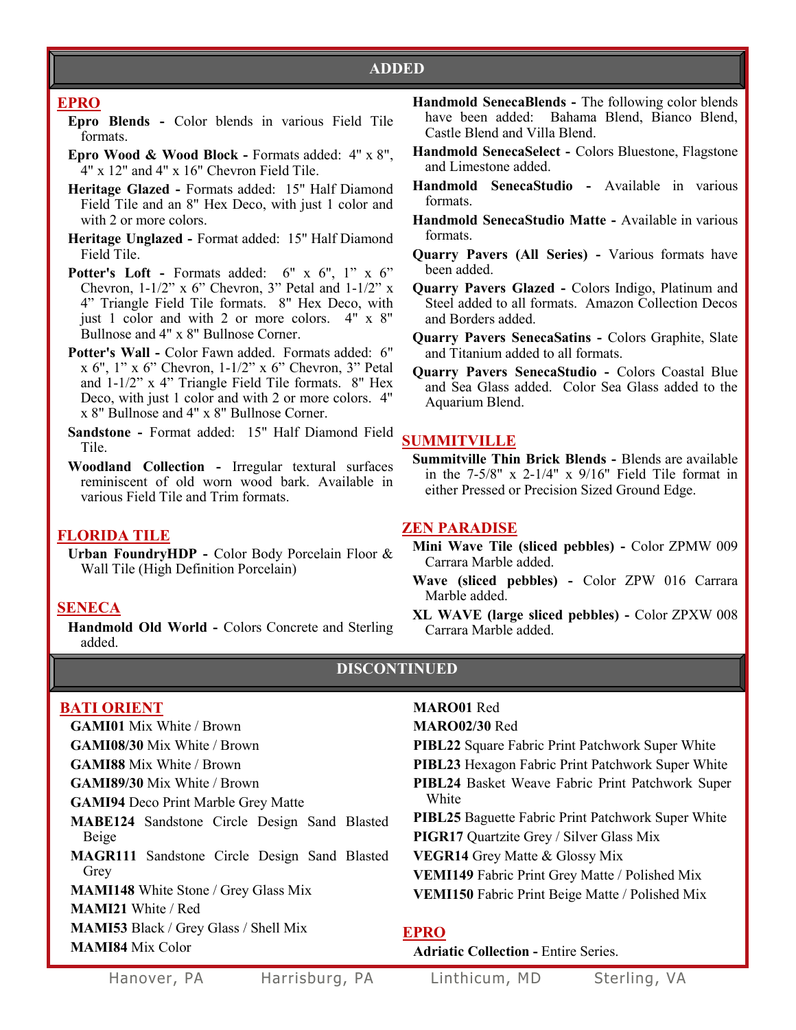## ADDED

### EPRO

**Epro Blends -** Color blends in various Field Tile formats.

**Epro Wood & Wood Block -** Formats added: 4" x 8", 4" x 12" and 4" x 16" Chevron Field Tile.

**Heritage Glazed -** Formats added: 15" Half Diamond Field Tile and an 8" Hex Deco, with just 1 color and with 2 or more colors.

**Heritage Unglazed -** Format added: 15" Half Diamond Field Tile.

**Potter's Loft -** Formats added: 6" x 6", 1" x 6" Chevron, 1-1/2" x 6" Chevron, 3" Petal and 1-1/2" x 4" Triangle Field Tile formats. 8" Hex Deco, with just 1 color and with 2 or more colors. 4" x 8" Bullnose and 4" x 8" Bullnose Corner.

**Potter's Wall -** Color Fawn added. Formats added: 6" x 6", 1" x 6" Chevron, 1-1/2" x 6" Chevron, 3" Petal and 1-1/2" x 4" Triangle Field Tile formats. 8" Hex Deco, with just 1 color and with 2 or more colors. 4" x 8" Bullnose and 4" x 8" Bullnose Corner.

**Sandstone -** Format added: 15" Half Diamond Field Tile.

**Woodland Collection -** Irregular textural surfaces reminiscent of old worn wood bark. Available in various Field Tile and Trim formats.

### FLORIDA TILE

**Urban FoundryHDP -** Color Body Porcelain Floor & Wall Tile (High Definition Porcelain)

### SENECA

**Handmold Old World -** Colors Concrete and Sterling added.

**Handmold SenecaBlends -** The following color blends have been added: Bahama Blend, Bianco Blend, Castle Blend and Villa Blend.

**Handmold SenecaSelect -** Colors Bluestone, Flagstone and Limestone added.

**Handmold SenecaStudio -** Available in various formats.

**Handmold SenecaStudio Matte -** Available in various formats.

**Quarry Pavers (All Series) -** Various formats have been added.

**Quarry Pavers Glazed -** Colors Indigo, Platinum and Steel added to all formats. Amazon Collection Decos and Borders added.

**Quarry Pavers SenecaSatins -** Colors Graphite, Slate and Titanium added to all formats.

**Quarry Pavers SenecaStudio -** Colors Coastal Blue and Sea Glass added. Color Sea Glass added to the Aquarium Blend.

### SUMMITVILLE

**Summitville Thin Brick Blends -** Blends are available in the 7-5/8" x 2-1/4" x 9/16" Field Tile format in either Pressed or Precision Sized Ground Edge.

### ZEN PARADISE

**Mini Wave Tile (sliced pebbles) -** Color ZPMW 009 Carrara Marble added.

**Wave (sliced pebbles) -** Color ZPW 016 Carrara Marble added.

**XL WAVE (large sliced pebbles) -** Color ZPXW 008 Carrara Marble added.

## DISCONTINUED

### BATI ORIENT

**GAMI01** Mix White / Brown

**GAMI08/30** Mix White / Brown

**GAMI88** Mix White / Brown

**GAMI89/30** Mix White / Brown

**GAMI94** Deco Print Marble Grey Matte

**MABE124** Sandstone Circle Design Sand Blasted Beige

**MAGR111** Sandstone Circle Design Sand Blasted Grey

**MAMI148** White Stone / Grey Glass Mix

**MAMI21** White / Red

**MAMI53** Black / Grey Glass / Shell Mix

**MAMI84** Mix Color

**MARO01** Red

**MARO02/30** Red

**PIBL22** Square Fabric Print Patchwork Super White

**PIBL23** Hexagon Fabric Print Patchwork Super White

**PIBL24** Basket Weave Fabric Print Patchwork Super White

**PIBL25** Baguette Fabric Print Patchwork Super White

**PIGR17** Quartzite Grey / Silver Glass Mix

**VEGR14** Grey Matte & Glossy Mix

**VEMI149** Fabric Print Grey Matte / Polished Mix

**VEMI150** Fabric Print Beige Matte / Polished Mix

### EPRO

**Adriatic Collection -** Entire Series.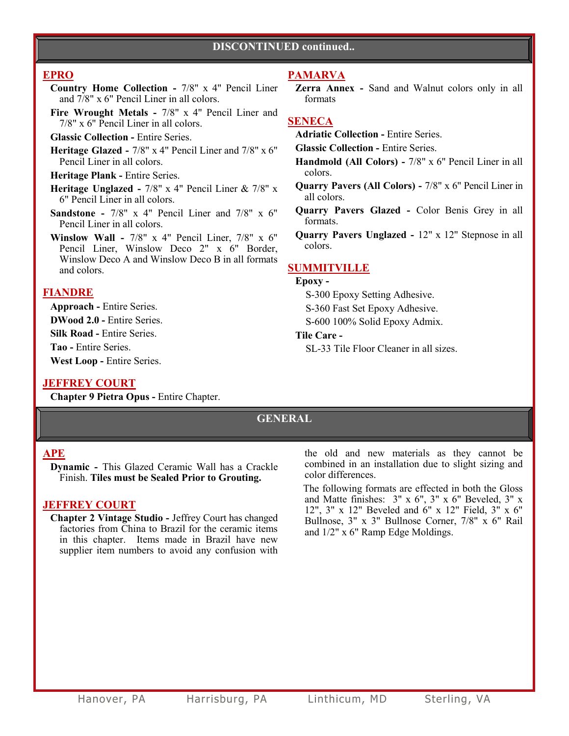## DISCONTINUED continued..

### EPRO

**Country Home Collection -** 7/8" x 4" Pencil Liner and 7/8" x 6" Pencil Liner in all colors.

**Fire Wrought Metals -** 7/8" x 4" Pencil Liner and 7/8" x 6" Pencil Liner in all colors.

**Glassic Collection -** Entire Series.

**Heritage Glazed -** 7/8" x 4" Pencil Liner and 7/8" x 6" Pencil Liner in all colors.

**Heritage Plank -** Entire Series.

**Heritage Unglazed -** 7/8" x 4" Pencil Liner & 7/8" x 6" Pencil Liner in all colors.

**Sandstone -** 7/8" x 4" Pencil Liner and 7/8" x 6" Pencil Liner in all colors.

**Winslow Wall -** 7/8" x 4" Pencil Liner, 7/8" x 6" Pencil Liner, Winslow Deco 2" x 6" Border, Winslow Deco A and Winslow Deco B in all formats and colors.

### FIANDRE

**Approach -** Entire Series.

**DWood 2.0 -** Entire Series.

**Silk Road -** Entire Series.

**Tao -** Entire Series.

**West Loop -** Entire Series.

### JEFFREY COURT

**Chapter 9 Pietra Opus -** Entire Chapter.

### PAMARVA

**Zerra Annex -** Sand and Walnut colors only in all formats

### SENECA

**Adriatic Collection -** Entire Series.

**Glassic Collection -** Entire Series.

**Handmold (All Colors) -** 7/8" x 6" Pencil Liner in all colors.

**Quarry Pavers (All Colors) -** 7/8" x 6" Pencil Liner in all colors.

**Quarry Pavers Glazed -** Color Benis Grey in all formats.

**Quarry Pavers Unglazed -** 12" x 12" Stepnose in all colors.

### SUMMITVILLE

**Epoxy -**

S-300 Epoxy Setting Adhesive.

S-360 Fast Set Epoxy Adhesive.

S-600 100% Solid Epoxy Admix.

**Tile Care -**

SL-33 Tile Floor Cleaner in all sizes.

## GENERAL

### APE

**Dynamic -** This Glazed Ceramic Wall has a Crackle Finish. **Tiles must be Sealed Prior to Grouting.**

### JEFFREY COURT

**Chapter 2 Vintage Studio -** Jeffrey Court has changed factories from China to Brazil for the ceramic items in this chapter. Items made in Brazil have new supplier item numbers to avoid any confusion with the old and new materials as they cannot be combined in an installation due to slight sizing and color differences.

The following formats are effected in both the Gloss and Matte finishes: 3" x 6", 3" x 6" Beveled, 3" x 12", 3" x 12" Beveled and 6" x 12" Field, 3" x 6" Bullnose, 3" x 3" Bullnose Corner, 7/8" x 6" Rail and 1/2" x 6" Ramp Edge Moldings.